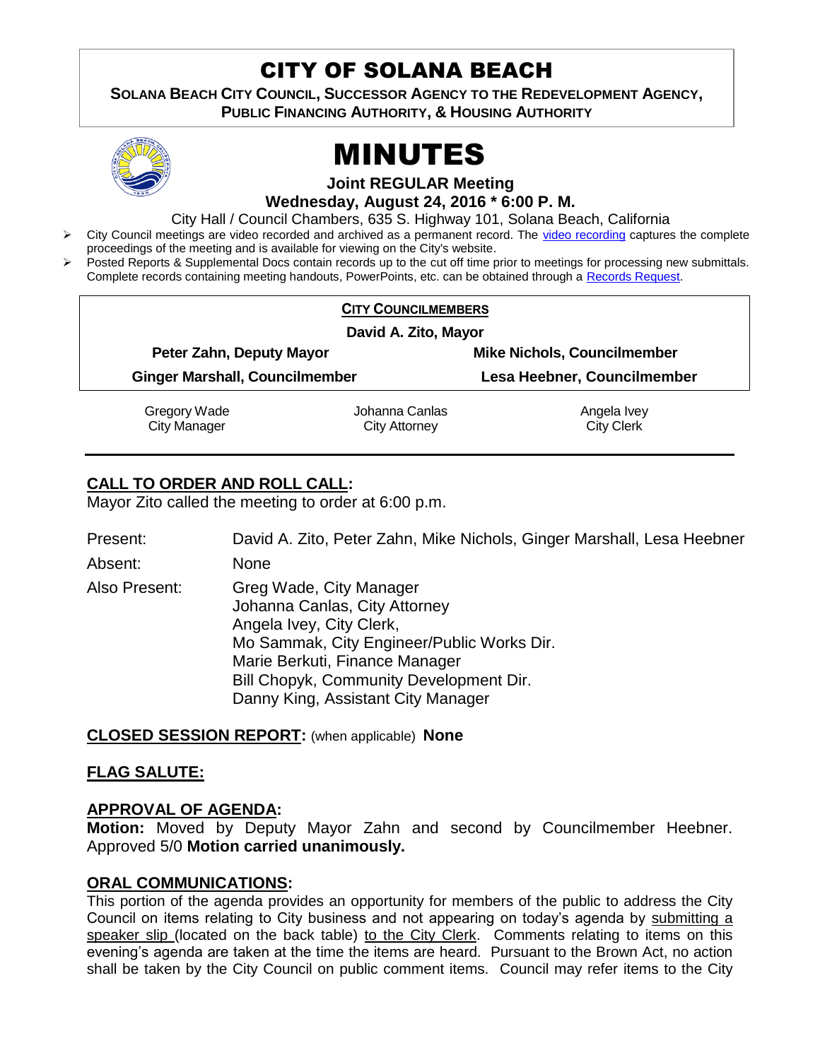# CITY OF SOLANA BEACH

**SOLANA BEACH CITY COUNCIL, SUCCESSOR AGENCY TO THE REDEVELOPMENT AGENCY, PUBLIC FINANCING AUTHORITY, & HOUSING AUTHORITY**

# MINUTES

**Joint REGULAR Meeting**

**Wednesday, August 24, 2016 * 6:00 P. M.**

City Hall / Council Chambers, 635 S. Highway 101, Solana Beach, California

- City Council meetings are video recorded and archived as a permanent record. The video recording captures the complete proceedings of the meeting and is available for viewing on the City's website.
- Posted Reports & Supplemental Docs contain records up to the cut off time prior to meetings for processing new submittals. Complete records containing meeting handouts, PowerPoints, etc. can be obtained through a Records Request.

**CITY COUNCILMEMBERS**

**David A. Zito, Mayor**

| | |
|---|---|
| **Peter Zahn, Deputy Mayor** | **Mike Nichols, Councilmember** |
| **Ginger Marshall, Councilmember** | **Lesa Heebner, Councilmember** |

| | | |
|---|---|---|
| Gregory Wade<br>City Manager | Johanna Canlas<br>City Attorney | Angela Ivey<br>City Clerk |

## CALL TO ORDER AND ROLL CALL:

Mayor Zito called the meeting to order at 6:00 p.m.

Present: David A. Zito, Peter Zahn, Mike Nichols, Ginger Marshall, Lesa Heebner

Absent: None

Also Present: Greg Wade, City Manager
Johanna Canlas, City Attorney
Angela Ivey, City Clerk,
Mo Sammak, City Engineer/Public Works Dir.
Marie Berkuti, Finance Manager
Bill Chopyk, Community Development Dir.
Danny King, Assistant City Manager

## CLOSED SESSION REPORT: (when applicable) None

## FLAG SALUTE:

## APPROVAL OF AGENDA:

**Motion:** Moved by Deputy Mayor Zahn and second by Councilmember Heebner. Approved 5/0 **Motion carried unanimously.**

## ORAL COMMUNICATIONS:

This portion of the agenda provides an opportunity for members of the public to address the City Council on items relating to City business and not appearing on today's agenda by submitting a speaker slip (located on the back table) to the City Clerk. Comments relating to items on this evening's agenda are taken at the time the items are heard. Pursuant to the Brown Act, no action shall be taken by the City Council on public comment items. Council may refer items to the City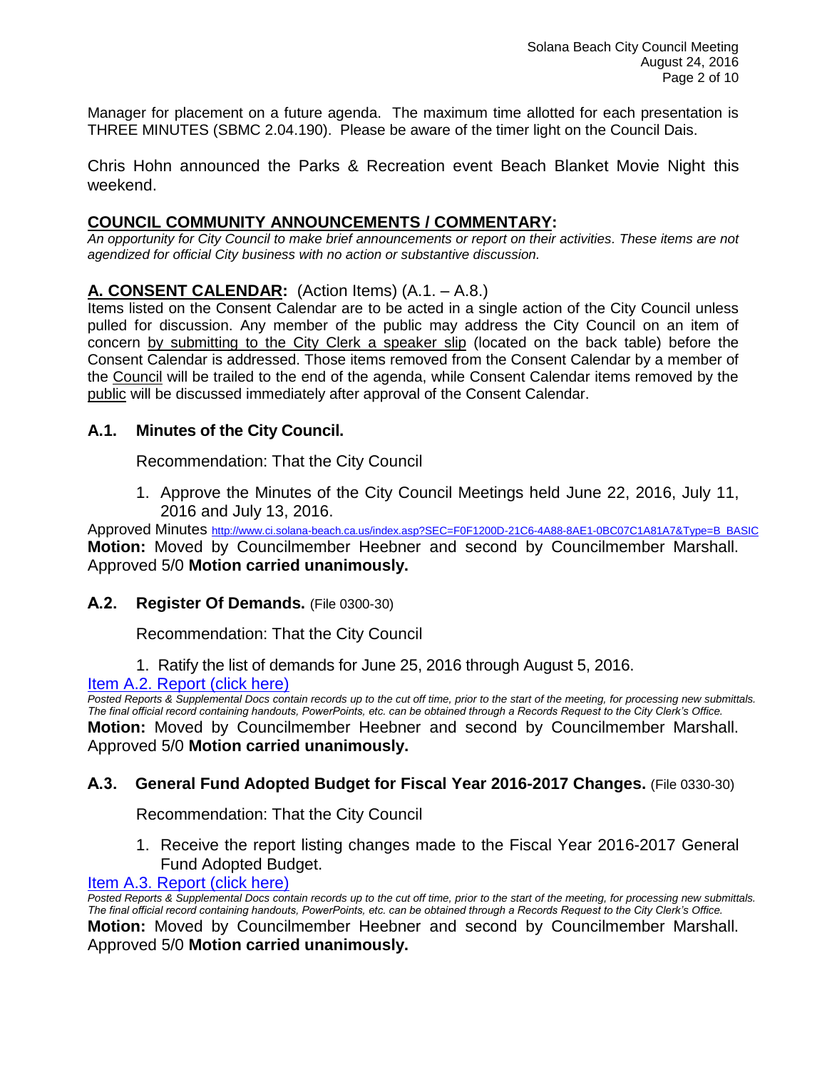Manager for placement on a future agenda. The maximum time allotted for each presentation is THREE MINUTES (SBMC 2.04.190). Please be aware of the timer light on the Council Dais.

Chris Hohn announced the Parks & Recreation event Beach Blanket Movie Night this weekend.

## COUNCIL COMMUNITY ANNOUNCEMENTS / COMMENTARY:

*An opportunity for City Council to make brief announcements or report on their activities. These items are not agendized for official City business with no action or substantive discussion.*

## A. CONSENT CALENDAR: (Action Items) (A.1. – A.8.)

Items listed on the Consent Calendar are to be acted in a single action of the City Council unless pulled for discussion. Any member of the public may address the City Council on an item of concern by submitting to the City Clerk a speaker slip (located on the back table) before the Consent Calendar is addressed. Those items removed from the Consent Calendar by a member of the Council will be trailed to the end of the agenda, while Consent Calendar items removed by the public will be discussed immediately after approval of the Consent Calendar.

### A.1. Minutes of the City Council.

Recommendation: That the City Council

1. Approve the Minutes of the City Council Meetings held June 22, 2016, July 11, 2016 and July 13, 2016.

Approved Minutes http://www.ci.solana-beach.ca.us/index.asp?SEC=F0F1200D-21C6-4A88-8AE1-0BC07C1A81A7&Type=B_BASIC

**Motion:** Moved by Councilmember Heebner and second by Councilmember Marshall. Approved 5/0 **Motion carried unanimously.**

### A.2. Register Of Demands. (File 0300-30)

Recommendation: That the City Council

1. Ratify the list of demands for June 25, 2016 through August 5, 2016.

Item A.2. Report (click here)

*Posted Reports & Supplemental Docs contain records up to the cut off time, prior to the start of the meeting, for processing new submittals. The final official record containing handouts, PowerPoints, etc. can be obtained through a Records Request to the City Clerk's Office.*

**Motion:** Moved by Councilmember Heebner and second by Councilmember Marshall. Approved 5/0 **Motion carried unanimously.**

### A.3. General Fund Adopted Budget for Fiscal Year 2016-2017 Changes. (File 0330-30)

Recommendation: That the City Council

1. Receive the report listing changes made to the Fiscal Year 2016-2017 General Fund Adopted Budget.

Item A.3. Report (click here)

*Posted Reports & Supplemental Docs contain records up to the cut off time, prior to the start of the meeting, for processing new submittals. The final official record containing handouts, PowerPoints, etc. can be obtained through a Records Request to the City Clerk's Office.*

**Motion:** Moved by Councilmember Heebner and second by Councilmember Marshall. Approved 5/0 **Motion carried unanimously.**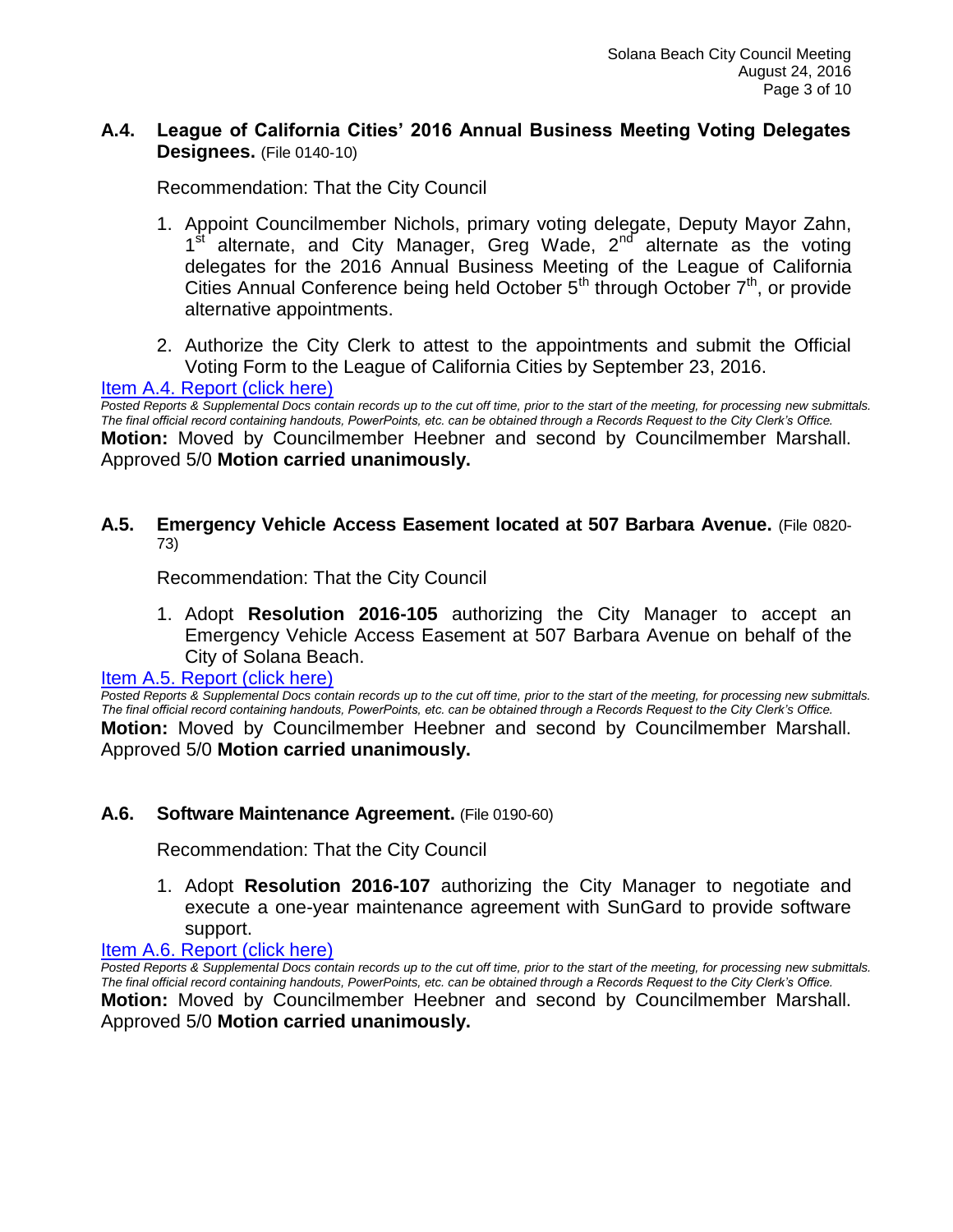### A.4. League of California Cities' 2016 Annual Business Meeting Voting Delegates Designees. (File 0140-10)

Recommendation: That the City Council

1. Appoint Councilmember Nichols, primary voting delegate, Deputy Mayor Zahn, 1st alternate, and City Manager, Greg Wade, 2nd alternate as the voting delegates for the 2016 Annual Business Meeting of the League of California Cities Annual Conference being held October 5th through October 7th, or provide alternative appointments.
2. Authorize the City Clerk to attest to the appointments and submit the Official Voting Form to the League of California Cities by September 23, 2016.

Item A.4. Report (click here)

*Posted Reports & Supplemental Docs contain records up to the cut off time, prior to the start of the meeting, for processing new submittals. The final official record containing handouts, PowerPoints, etc. can be obtained through a Records Request to the City Clerk's Office.*

**Motion:** Moved by Councilmember Heebner and second by Councilmember Marshall. Approved 5/0 **Motion carried unanimously.**

### A.5. Emergency Vehicle Access Easement located at 507 Barbara Avenue. (File 0820-73)

Recommendation: That the City Council

1. Adopt **Resolution 2016-105** authorizing the City Manager to accept an Emergency Vehicle Access Easement at 507 Barbara Avenue on behalf of the City of Solana Beach.

Item A.5. Report (click here)

*Posted Reports & Supplemental Docs contain records up to the cut off time, prior to the start of the meeting, for processing new submittals. The final official record containing handouts, PowerPoints, etc. can be obtained through a Records Request to the City Clerk's Office.*

**Motion:** Moved by Councilmember Heebner and second by Councilmember Marshall. Approved 5/0 **Motion carried unanimously.**

### A.6. Software Maintenance Agreement. (File 0190-60)

Recommendation: That the City Council

1. Adopt **Resolution 2016-107** authorizing the City Manager to negotiate and execute a one-year maintenance agreement with SunGard to provide software support.

Item A.6. Report (click here)

*Posted Reports & Supplemental Docs contain records up to the cut off time, prior to the start of the meeting, for processing new submittals. The final official record containing handouts, PowerPoints, etc. can be obtained through a Records Request to the City Clerk's Office.*

**Motion:** Moved by Councilmember Heebner and second by Councilmember Marshall. Approved 5/0 **Motion carried unanimously.**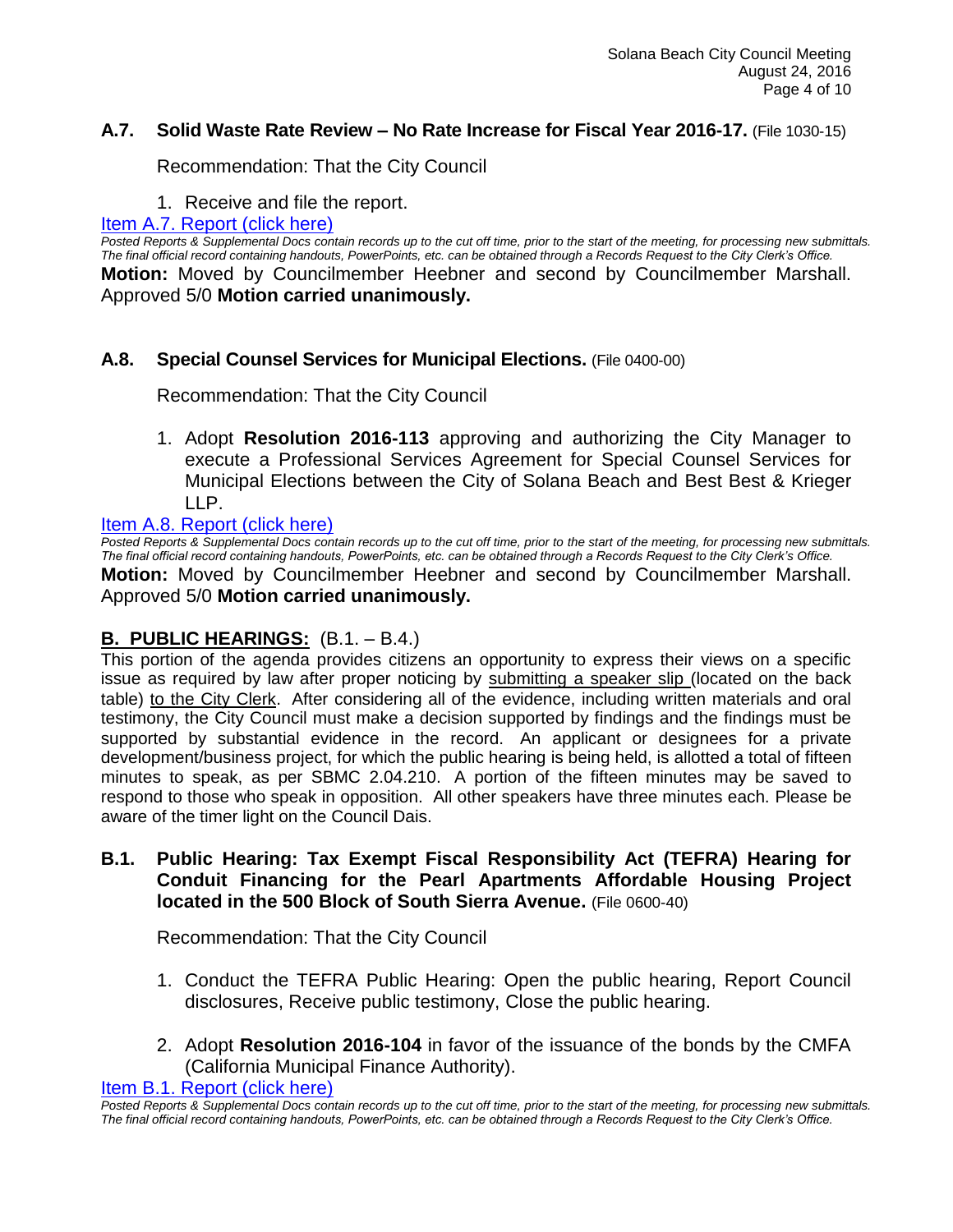### A.7. Solid Waste Rate Review – No Rate Increase for Fiscal Year 2016-17. (File 1030-15)

Recommendation: That the City Council

1. Receive and file the report.

Item A.7. Report (click here)

*Posted Reports & Supplemental Docs contain records up to the cut off time, prior to the start of the meeting, for processing new submittals. The final official record containing handouts, PowerPoints, etc. can be obtained through a Records Request to the City Clerk's Office.*

**Motion:** Moved by Councilmember Heebner and second by Councilmember Marshall. Approved 5/0 **Motion carried unanimously.**

### A.8. Special Counsel Services for Municipal Elections. (File 0400-00)

Recommendation: That the City Council

1. Adopt **Resolution 2016-113** approving and authorizing the City Manager to execute a Professional Services Agreement for Special Counsel Services for Municipal Elections between the City of Solana Beach and Best Best & Krieger LLP.

Item A.8. Report (click here)

*Posted Reports & Supplemental Docs contain records up to the cut off time, prior to the start of the meeting, for processing new submittals. The final official record containing handouts, PowerPoints, etc. can be obtained through a Records Request to the City Clerk's Office.*

**Motion:** Moved by Councilmember Heebner and second by Councilmember Marshall. Approved 5/0 **Motion carried unanimously.**

## B. PUBLIC HEARINGS: (B.1. – B.4.)

This portion of the agenda provides citizens an opportunity to express their views on a specific issue as required by law after proper noticing by submitting a speaker slip (located on the back table) to the City Clerk. After considering all of the evidence, including written materials and oral testimony, the City Council must make a decision supported by findings and the findings must be supported by substantial evidence in the record. An applicant or designees for a private development/business project, for which the public hearing is being held, is allotted a total of fifteen minutes to speak, as per SBMC 2.04.210. A portion of the fifteen minutes may be saved to respond to those who speak in opposition. All other speakers have three minutes each. Please be aware of the timer light on the Council Dais.

### B.1. Public Hearing: Tax Exempt Fiscal Responsibility Act (TEFRA) Hearing for Conduit Financing for the Pearl Apartments Affordable Housing Project located in the 500 Block of South Sierra Avenue. (File 0600-40)

Recommendation: That the City Council

1. Conduct the TEFRA Public Hearing: Open the public hearing, Report Council disclosures, Receive public testimony, Close the public hearing.

2. Adopt **Resolution 2016-104** in favor of the issuance of the bonds by the CMFA (California Municipal Finance Authority).

Item B.1. Report (click here)

*Posted Reports & Supplemental Docs contain records up to the cut off time, prior to the start of the meeting, for processing new submittals. The final official record containing handouts, PowerPoints, etc. can be obtained through a Records Request to the City Clerk's Office.*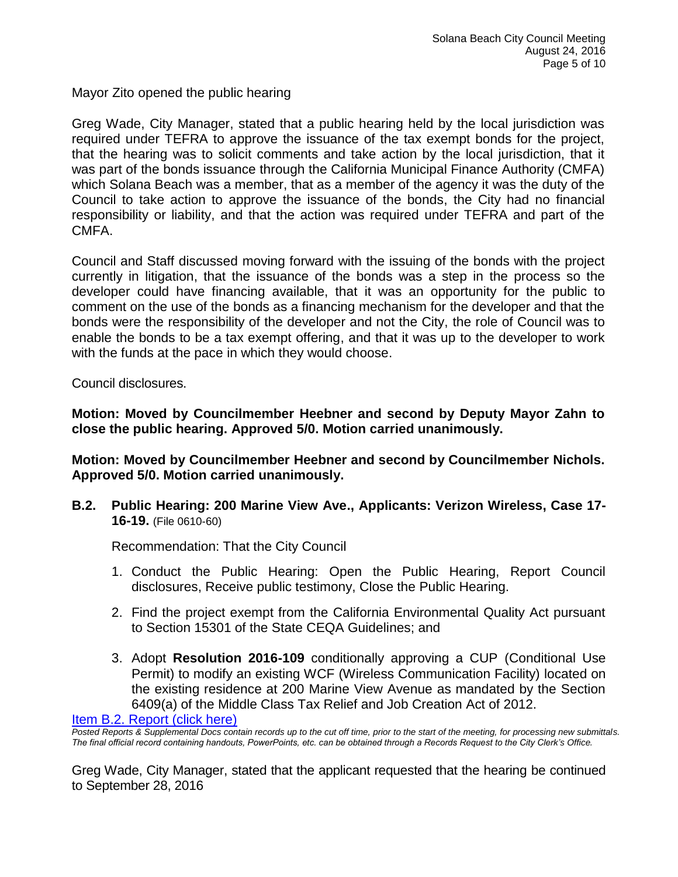Mayor Zito opened the public hearing

Greg Wade, City Manager, stated that a public hearing held by the local jurisdiction was required under TEFRA to approve the issuance of the tax exempt bonds for the project, that the hearing was to solicit comments and take action by the local jurisdiction, that it was part of the bonds issuance through the California Municipal Finance Authority (CMFA) which Solana Beach was a member, that as a member of the agency it was the duty of the Council to take action to approve the issuance of the bonds, the City had no financial responsibility or liability, and that the action was required under TEFRA and part of the CMFA.

Council and Staff discussed moving forward with the issuing of the bonds with the project currently in litigation, that the issuance of the bonds was a step in the process so the developer could have financing available, that it was an opportunity for the public to comment on the use of the bonds as a financing mechanism for the developer and that the bonds were the responsibility of the developer and not the City, the role of Council was to enable the bonds to be a tax exempt offering, and that it was up to the developer to work with the funds at the pace in which they would choose.

Council disclosures.

**Motion: Moved by Councilmember Heebner and second by Deputy Mayor Zahn to close the public hearing. Approved 5/0. Motion carried unanimously.**

**Motion: Moved by Councilmember Heebner and second by Councilmember Nichols. Approved 5/0. Motion carried unanimously.**

**B.2. Public Hearing: 200 Marine View Ave., Applicants: Verizon Wireless, Case 17-16-19.** (File 0610-60)

Recommendation: That the City Council

1. Conduct the Public Hearing: Open the Public Hearing, Report Council disclosures, Receive public testimony, Close the Public Hearing.
2. Find the project exempt from the California Environmental Quality Act pursuant to Section 15301 of the State CEQA Guidelines; and
3. Adopt **Resolution 2016-109** conditionally approving a CUP (Conditional Use Permit) to modify an existing WCF (Wireless Communication Facility) located on the existing residence at 200 Marine View Avenue as mandated by the Section 6409(a) of the Middle Class Tax Relief and Job Creation Act of 2012.

Item B.2. Report (click here)

*Posted Reports & Supplemental Docs contain records up to the cut off time, prior to the start of the meeting, for processing new submittals. The final official record containing handouts, PowerPoints, etc. can be obtained through a Records Request to the City Clerk's Office.*

Greg Wade, City Manager, stated that the applicant requested that the hearing be continued to September 28, 2016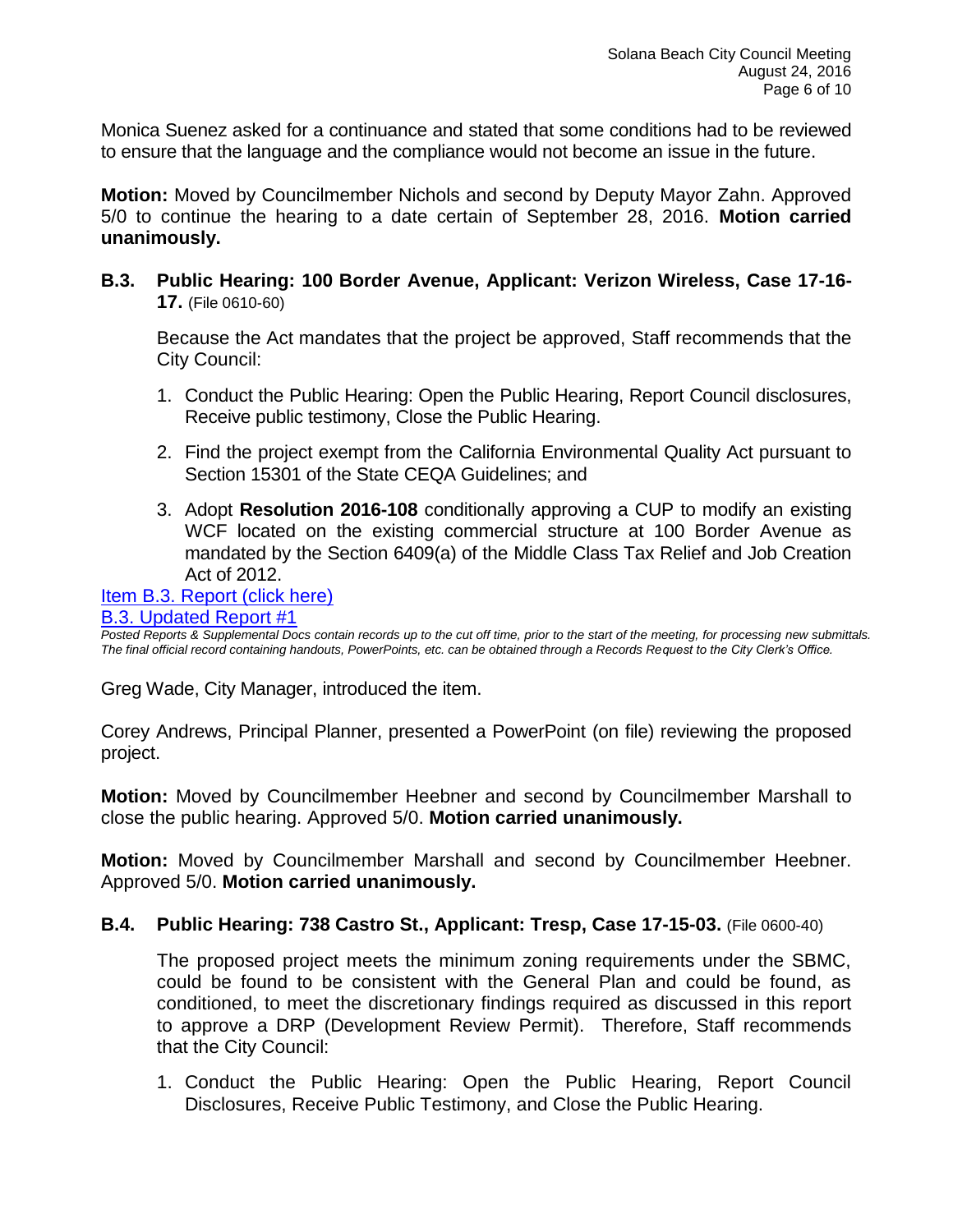Monica Suenez asked for a continuance and stated that some conditions had to be reviewed to ensure that the language and the compliance would not become an issue in the future.

**Motion:** Moved by Councilmember Nichols and second by Deputy Mayor Zahn. Approved 5/0 to continue the hearing to a date certain of September 28, 2016. **Motion carried unanimously.**

### B.3. Public Hearing: 100 Border Avenue, Applicant: Verizon Wireless, Case 17-16-17. (File 0610-60)

Because the Act mandates that the project be approved, Staff recommends that the City Council:

1. Conduct the Public Hearing: Open the Public Hearing, Report Council disclosures, Receive public testimony, Close the Public Hearing.
2. Find the project exempt from the California Environmental Quality Act pursuant to Section 15301 of the State CEQA Guidelines; and
3. Adopt **Resolution 2016-108** conditionally approving a CUP to modify an existing WCF located on the existing commercial structure at 100 Border Avenue as mandated by the Section 6409(a) of the Middle Class Tax Relief and Job Creation Act of 2012.

Item B.3. Report (click here)
B.3. Updated Report #1

*Posted Reports & Supplemental Docs contain records up to the cut off time, prior to the start of the meeting, for processing new submittals. The final official record containing handouts, PowerPoints, etc. can be obtained through a Records Request to the City Clerk's Office.*

Greg Wade, City Manager, introduced the item.

Corey Andrews, Principal Planner, presented a PowerPoint (on file) reviewing the proposed project.

**Motion:** Moved by Councilmember Heebner and second by Councilmember Marshall to close the public hearing. Approved 5/0. **Motion carried unanimously.**

**Motion:** Moved by Councilmember Marshall and second by Councilmember Heebner. Approved 5/0. **Motion carried unanimously.**

### B.4. Public Hearing: 738 Castro St., Applicant: Tresp, Case 17-15-03. (File 0600-40)

The proposed project meets the minimum zoning requirements under the SBMC, could be found to be consistent with the General Plan and could be found, as conditioned, to meet the discretionary findings required as discussed in this report to approve a DRP (Development Review Permit). Therefore, Staff recommends that the City Council:

1. Conduct the Public Hearing: Open the Public Hearing, Report Council Disclosures, Receive Public Testimony, and Close the Public Hearing.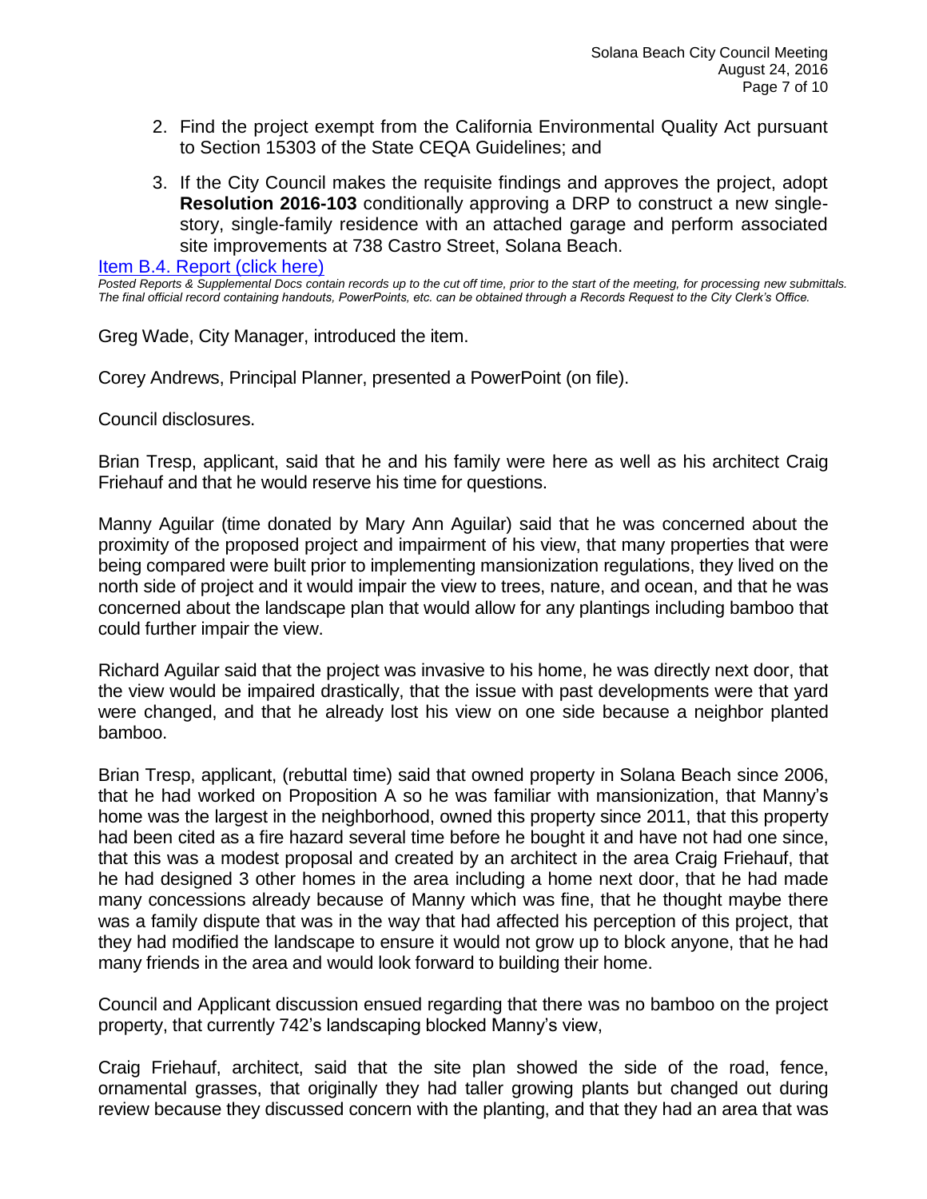2. Find the project exempt from the California Environmental Quality Act pursuant to Section 15303 of the State CEQA Guidelines; and

3. If the City Council makes the requisite findings and approves the project, adopt **Resolution 2016-103** conditionally approving a DRP to construct a new single-story, single-family residence with an attached garage and perform associated site improvements at 738 Castro Street, Solana Beach.

Item B.4. Report (click here)

*Posted Reports & Supplemental Docs contain records up to the cut off time, prior to the start of the meeting, for processing new submittals. The final official record containing handouts, PowerPoints, etc. can be obtained through a Records Request to the City Clerk's Office.*

Greg Wade, City Manager, introduced the item.

Corey Andrews, Principal Planner, presented a PowerPoint (on file).

Council disclosures.

Brian Tresp, applicant, said that he and his family were here as well as his architect Craig Friehauf and that he would reserve his time for questions.

Manny Aguilar (time donated by Mary Ann Aguilar) said that he was concerned about the proximity of the proposed project and impairment of his view, that many properties that were being compared were built prior to implementing mansionization regulations, they lived on the north side of project and it would impair the view to trees, nature, and ocean, and that he was concerned about the landscape plan that would allow for any plantings including bamboo that could further impair the view.

Richard Aguilar said that the project was invasive to his home, he was directly next door, that the view would be impaired drastically, that the issue with past developments were that yard were changed, and that he already lost his view on one side because a neighbor planted bamboo.

Brian Tresp, applicant, (rebuttal time) said that owned property in Solana Beach since 2006, that he had worked on Proposition A so he was familiar with mansionization, that Manny's home was the largest in the neighborhood, owned this property since 2011, that this property had been cited as a fire hazard several time before he bought it and have not had one since, that this was a modest proposal and created by an architect in the area Craig Friehauf, that he had designed 3 other homes in the area including a home next door, that he had made many concessions already because of Manny which was fine, that he thought maybe there was a family dispute that was in the way that had affected his perception of this project, that they had modified the landscape to ensure it would not grow up to block anyone, that he had many friends in the area and would look forward to building their home.

Council and Applicant discussion ensued regarding that there was no bamboo on the project property, that currently 742's landscaping blocked Manny's view,

Craig Friehauf, architect, said that the site plan showed the side of the road, fence, ornamental grasses, that originally they had taller growing plants but changed out during review because they discussed concern with the planting, and that they had an area that was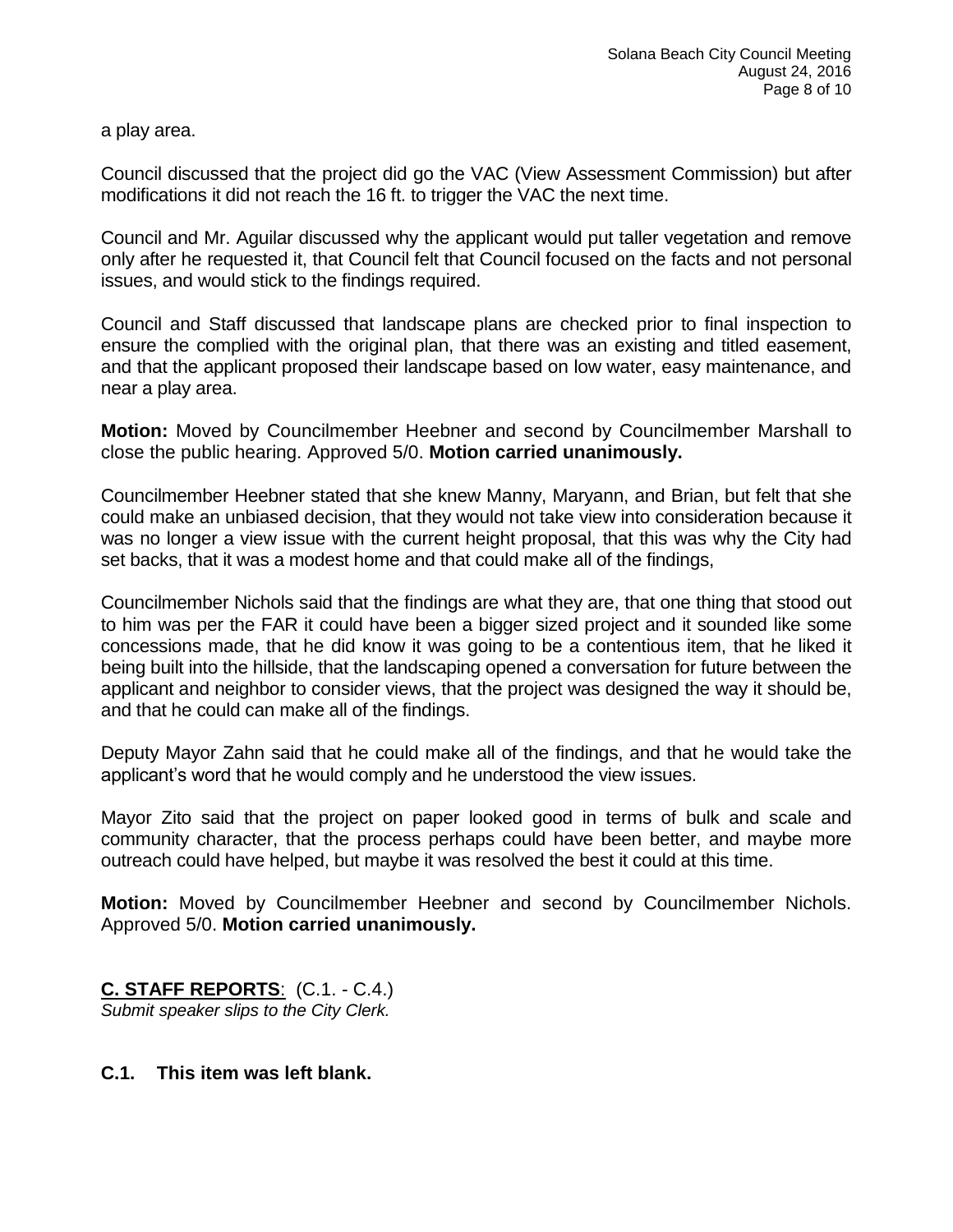a play area.

Council discussed that the project did go the VAC (View Assessment Commission) but after modifications it did not reach the 16 ft. to trigger the VAC the next time.

Council and Mr. Aguilar discussed why the applicant would put taller vegetation and remove only after he requested it, that Council felt that Council focused on the facts and not personal issues, and would stick to the findings required.

Council and Staff discussed that landscape plans are checked prior to final inspection to ensure the complied with the original plan, that there was an existing and titled easement, and that the applicant proposed their landscape based on low water, easy maintenance, and near a play area.

**Motion:** Moved by Councilmember Heebner and second by Councilmember Marshall to close the public hearing. Approved 5/0. **Motion carried unanimously.**

Councilmember Heebner stated that she knew Manny, Maryann, and Brian, but felt that she could make an unbiased decision, that they would not take view into consideration because it was no longer a view issue with the current height proposal, that this was why the City had set backs, that it was a modest home and that could make all of the findings,

Councilmember Nichols said that the findings are what they are, that one thing that stood out to him was per the FAR it could have been a bigger sized project and it sounded like some concessions made, that he did know it was going to be a contentious item, that he liked it being built into the hillside, that the landscaping opened a conversation for future between the applicant and neighbor to consider views, that the project was designed the way it should be, and that he could can make all of the findings.

Deputy Mayor Zahn said that he could make all of the findings, and that he would take the applicant's word that he would comply and he understood the view issues.

Mayor Zito said that the project on paper looked good in terms of bulk and scale and community character, that the process perhaps could have been better, and maybe more outreach could have helped, but maybe it was resolved the best it could at this time.

**Motion:** Moved by Councilmember Heebner and second by Councilmember Nichols. Approved 5/0. **Motion carried unanimously.**

## C. STAFF REPORTS: (C.1. - C.4.)

*Submit speaker slips to the City Clerk.*

### C.1. This item was left blank.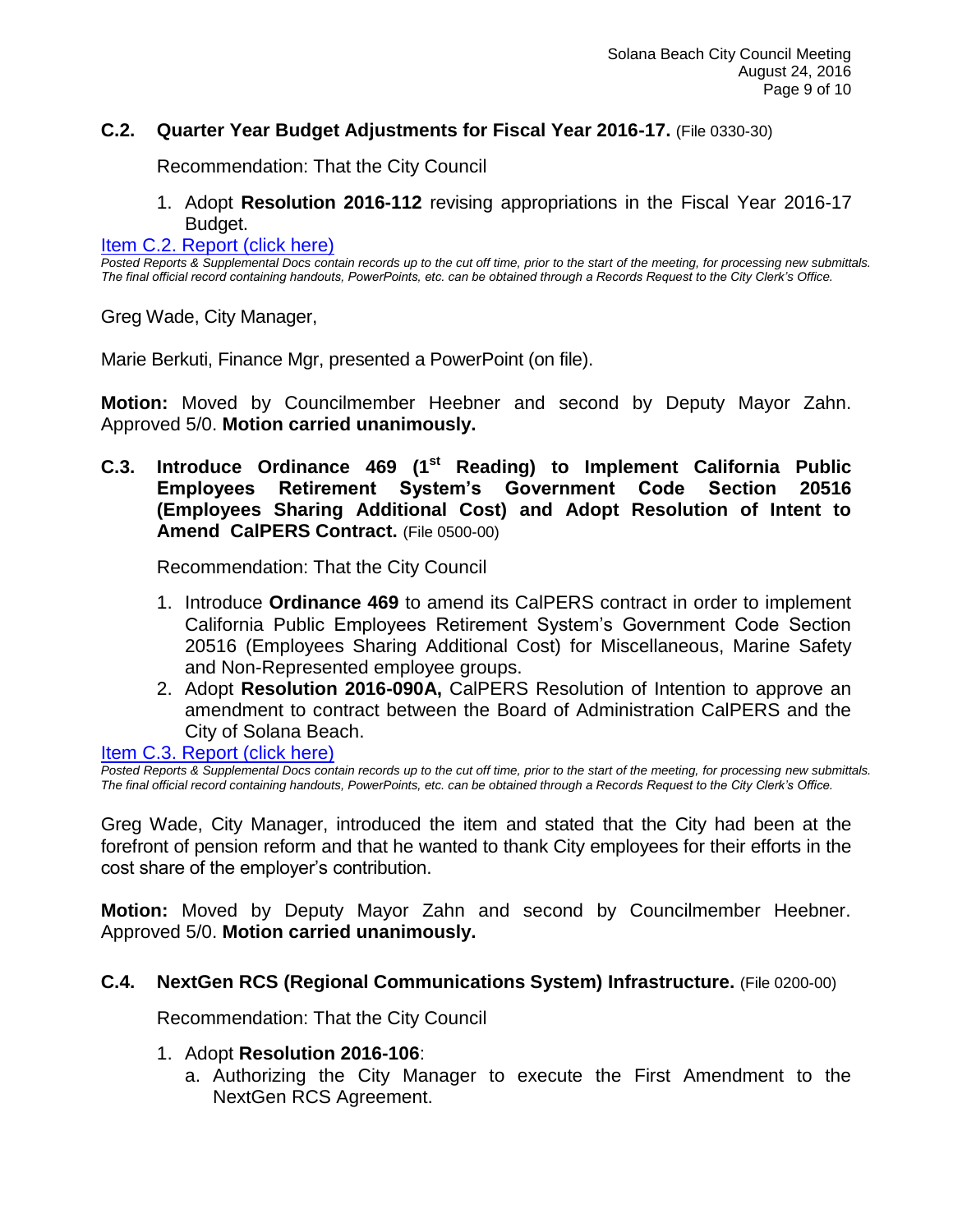### C.2. Quarter Year Budget Adjustments for Fiscal Year 2016-17. (File 0330-30)

Recommendation: That the City Council

1. Adopt **Resolution 2016-112** revising appropriations in the Fiscal Year 2016-17 Budget.

[Item C.2. Report (click here)]

*Posted Reports & Supplemental Docs contain records up to the cut off time, prior to the start of the meeting, for processing new submittals. The final official record containing handouts, PowerPoints, etc. can be obtained through a Records Request to the City Clerk's Office.*

Greg Wade, City Manager,

Marie Berkuti, Finance Mgr, presented a PowerPoint (on file).

**Motion:** Moved by Councilmember Heebner and second by Deputy Mayor Zahn. Approved 5/0. **Motion carried unanimously.**

### C.3. Introduce Ordinance 469 (1st Reading) to Implement California Public Employees Retirement System's Government Code Section 20516 (Employees Sharing Additional Cost) and Adopt Resolution of Intent to Amend CalPERS Contract. (File 0500-00)

Recommendation: That the City Council

1. Introduce **Ordinance 469** to amend its CalPERS contract in order to implement California Public Employees Retirement System's Government Code Section 20516 (Employees Sharing Additional Cost) for Miscellaneous, Marine Safety and Non-Represented employee groups.
2. Adopt **Resolution 2016-090A,** CalPERS Resolution of Intention to approve an amendment to contract between the Board of Administration CalPERS and the City of Solana Beach.

[Item C.3. Report (click here)]

*Posted Reports & Supplemental Docs contain records up to the cut off time, prior to the start of the meeting, for processing new submittals. The final official record containing handouts, PowerPoints, etc. can be obtained through a Records Request to the City Clerk's Office.*

Greg Wade, City Manager, introduced the item and stated that the City had been at the forefront of pension reform and that he wanted to thank City employees for their efforts in the cost share of the employer's contribution.

**Motion:** Moved by Deputy Mayor Zahn and second by Councilmember Heebner. Approved 5/0. **Motion carried unanimously.**

### C.4. NextGen RCS (Regional Communications System) Infrastructure. (File 0200-00)

Recommendation: That the City Council

1. Adopt **Resolution 2016-106**:
   a. Authorizing the City Manager to execute the First Amendment to the NextGen RCS Agreement.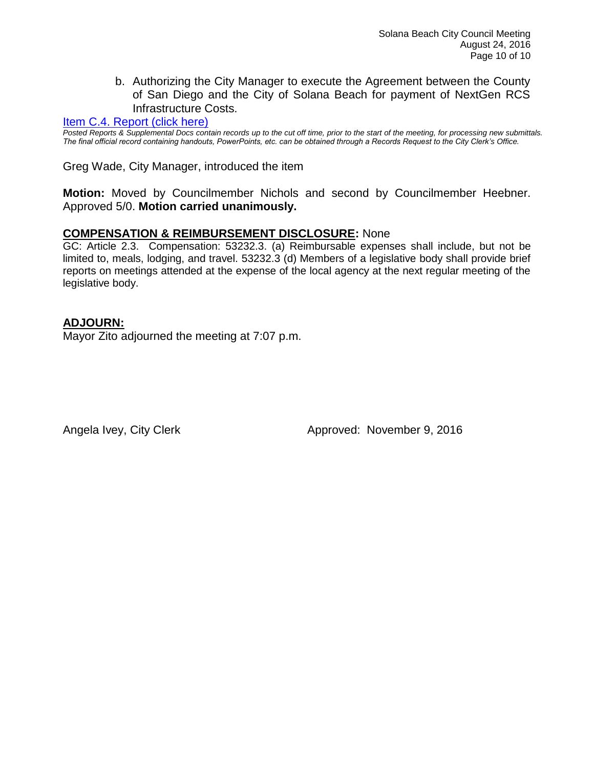b. Authorizing the City Manager to execute the Agreement between the County of San Diego and the City of Solana Beach for payment of NextGen RCS Infrastructure Costs.

[Item C.4. Report (click here)]

*Posted Reports & Supplemental Docs contain records up to the cut off time, prior to the start of the meeting, for processing new submittals. The final official record containing handouts, PowerPoints, etc. can be obtained through a Records Request to the City Clerk's Office.*

Greg Wade, City Manager, introduced the item

**Motion:** Moved by Councilmember Nichols and second by Councilmember Heebner. Approved 5/0. **Motion carried unanimously.**

**COMPENSATION & REIMBURSEMENT DISCLOSURE:** None

GC: Article 2.3. Compensation: 53232.3. (a) Reimbursable expenses shall include, but not be limited to, meals, lodging, and travel. 53232.3 (d) Members of a legislative body shall provide brief reports on meetings attended at the expense of the local agency at the next regular meeting of the legislative body.

**ADJOURN:**

Mayor Zito adjourned the meeting at 7:07 p.m.

Angela Ivey, City Clerk

Approved: November 9, 2016